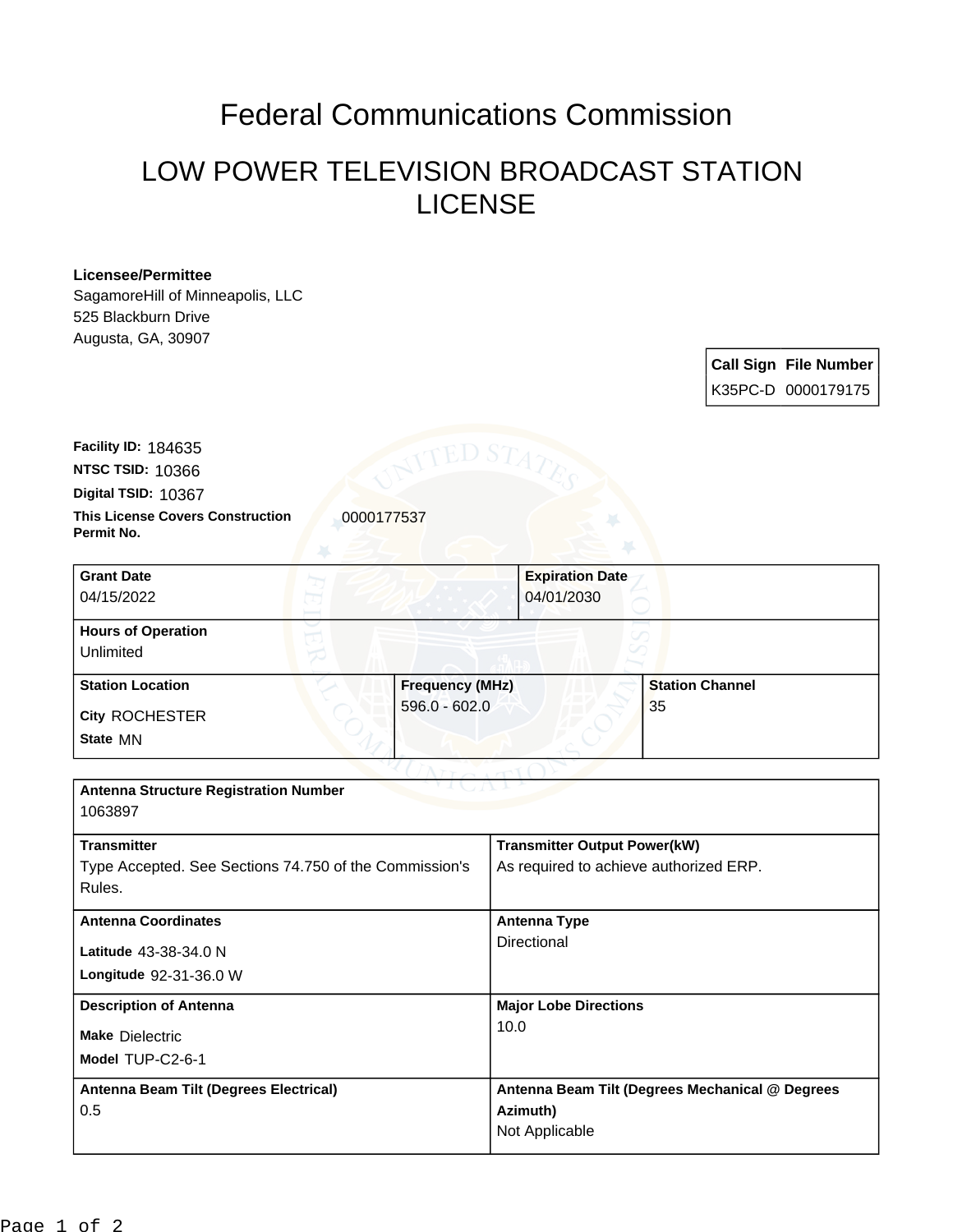# Federal Communications Commission

## LOW POWER TELEVISION BROADCAST STATION LICENSE

**Licensee/Permittee**
SagamoreHill of Minneapolis, LLC
525 Blackburn Drive
Augusta, GA, 30907

| Call Sign | File Number |
| --- | --- |
| K35PC-D | 0000179175 |

**Facility ID:** 184635
**NTSC TSID:** 10366
**Digital TSID:** 10367
**This License Covers Construction Permit No.** 0000177537

| Grant Date | Expiration Date |
| --- | --- |
| 04/15/2022 | 04/01/2030 |

**Hours of Operation**
Unlimited

| Station Location | Frequency (MHz) | Station Channel |
| --- | --- | --- |
| City ROCHESTER<br>State MN | 596.0 - 602.0 | 35 |

**Antenna Structure Registration Number**
1063897

| Transmitter | Transmitter Output Power(kW) |
| --- | --- |
| Type Accepted. See Sections 74.750 of the Commission's Rules. | As required to achieve authorized ERP. |

| Antenna Coordinates | Antenna Type |
| --- | --- |
| Latitude 43-38-34.0 N<br>Longitude 92-31-36.0 W | Directional |

| Description of Antenna | Major Lobe Directions |
| --- | --- |
| Make Dielectric<br>Model TUP-C2-6-1 | 10.0 |

| Antenna Beam Tilt (Degrees Electrical) | Antenna Beam Tilt (Degrees Mechanical @ Degrees Azimuth) |
| --- | --- |
| 0.5 | Not Applicable |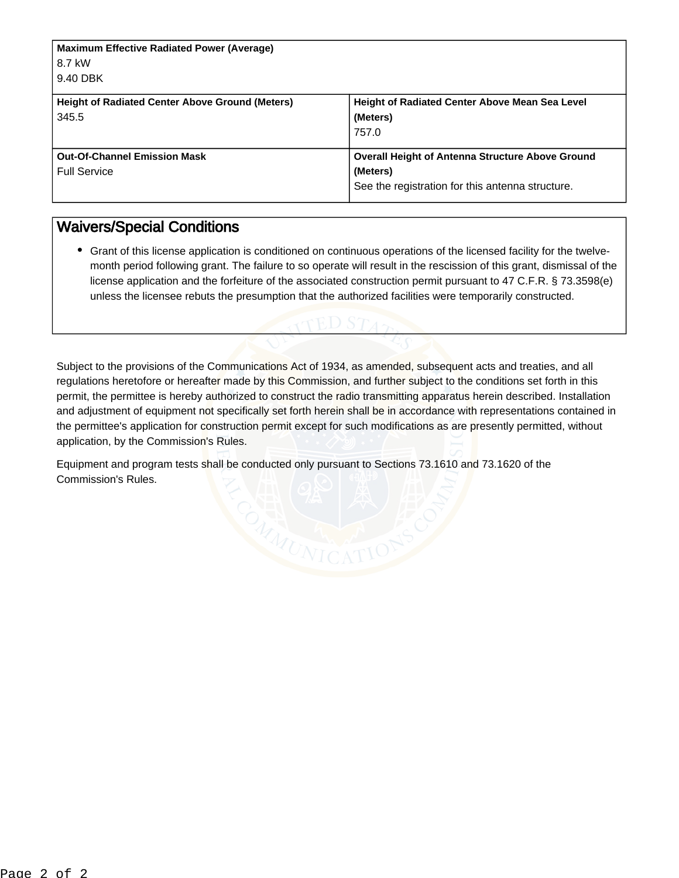| | |
|---|---|
| **Maximum Effective Radiated Power (Average)**<br>8.7 kW<br>9.40 DBK | |
| **Height of Radiated Center Above Ground (Meters)**<br>345.5 | **Height of Radiated Center Above Mean Sea Level (Meters)**<br>757.0 |
| **Out-Of-Channel Emission Mask**<br>Full Service | **Overall Height of Antenna Structure Above Ground (Meters)**<br>See the registration for this antenna structure. |

## Waivers/Special Conditions

- Grant of this license application is conditioned on continuous operations of the licensed facility for the twelve-month period following grant. The failure to so operate will result in the rescission of this grant, dismissal of the license application and the forfeiture of the associated construction permit pursuant to 47 C.F.R. § 73.3598(e) unless the licensee rebuts the presumption that the authorized facilities were temporarily constructed.

Subject to the provisions of the Communications Act of 1934, as amended, subsequent acts and treaties, and all regulations heretofore or hereafter made by this Commission, and further subject to the conditions set forth in this permit, the permittee is hereby authorized to construct the radio transmitting apparatus herein described. Installation and adjustment of equipment not specifically set forth herein shall be in accordance with representations contained in the permittee's application for construction permit except for such modifications as are presently permitted, without application, by the Commission's Rules.

Equipment and program tests shall be conducted only pursuant to Sections 73.1610 and 73.1620 of the Commission's Rules.